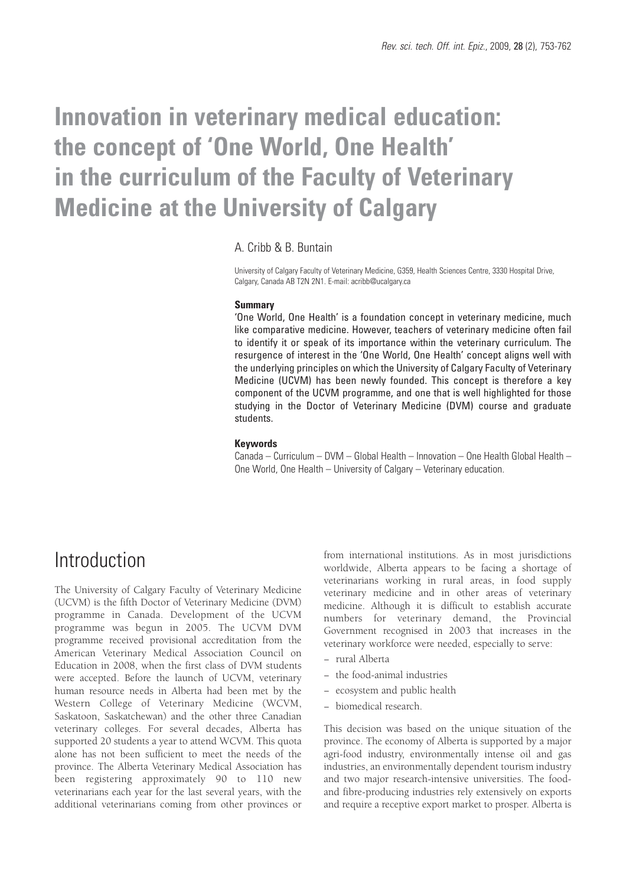# Innovation in veterinary medical education: the concept of 'One World, One Health' in the curriculum of the Faculty of Veterinary Medicine at the University of Calgary

A. Cribb & B. Buntain

University of Calgary Faculty of Veterinary Medicine, G359, Health Sciences Centre, 3330 Hospital Drive, Calgary, Canada AB T2N 2N1. E-mail: acribb@ucalgary.ca

## Summary

'One World, One Health' is a foundation concept in veterinary medicine, much like comparative medicine. However, teachers of veterinary medicine often fail to identify it or speak of its importance within the veterinary curriculum. The resurgence of interest in the 'One World, One Health' concept aligns well with the underlying principles on which the University of Calgary Faculty of Veterinary Medicine (UCVM) has been newly founded. This concept is therefore a key component of the UCVM programme, and one that is well highlighted for those studying in the Doctor of Veterinary Medicine (DVM) course and graduate students.

## Keywords

Canada – Curriculum – DVM – Global Health – Innovation – One Health Global Health – One World, One Health – University of Calgary – Veterinary education.

## Introduction

The University of Calgary Faculty of Veterinary Medicine (UCVM) is the fifth Doctor of Veterinary Medicine (DVM) programme in Canada. Development of the UCVM programme was begun in 2005. The UCVM DVM programme received provisional accreditation from the American Veterinary Medical Association Council on Education in 2008, when the first class of DVM students were accepted. Before the launch of UCVM, veterinary human resource needs in Alberta had been met by the Western College of Veterinary Medicine (WCVM, Saskatoon, Saskatchewan) and the other three Canadian veterinary colleges. For several decades, Alberta has supported 20 students a year to attend WCVM. This quota alone has not been sufficient to meet the needs of the province. The Alberta Veterinary Medical Association has been registering approximately 90 to 110 new veterinarians each year for the last several years, with the additional veterinarians coming from other provinces or from international institutions. As in most jurisdictions worldwide, Alberta appears to be facing a shortage of veterinarians working in rural areas, in food supply veterinary medicine and in other areas of veterinary medicine. Although it is difficult to establish accurate numbers for veterinary demand, the Provincial Government recognised in 2003 that increases in the veterinary workforce were needed, especially to serve:

- rural Alberta
- the food-animal industries
- ecosystem and public health
- biomedical research.

This decision was based on the unique situation of the province. The economy of Alberta is supported by a major agri-food industry, environmentally intense oil and gas industries, an environmentally dependent tourism industry and two major research-intensive universities. The food- and fibre-producing industries rely extensively on exports and require a receptive export market to prosper. Alberta is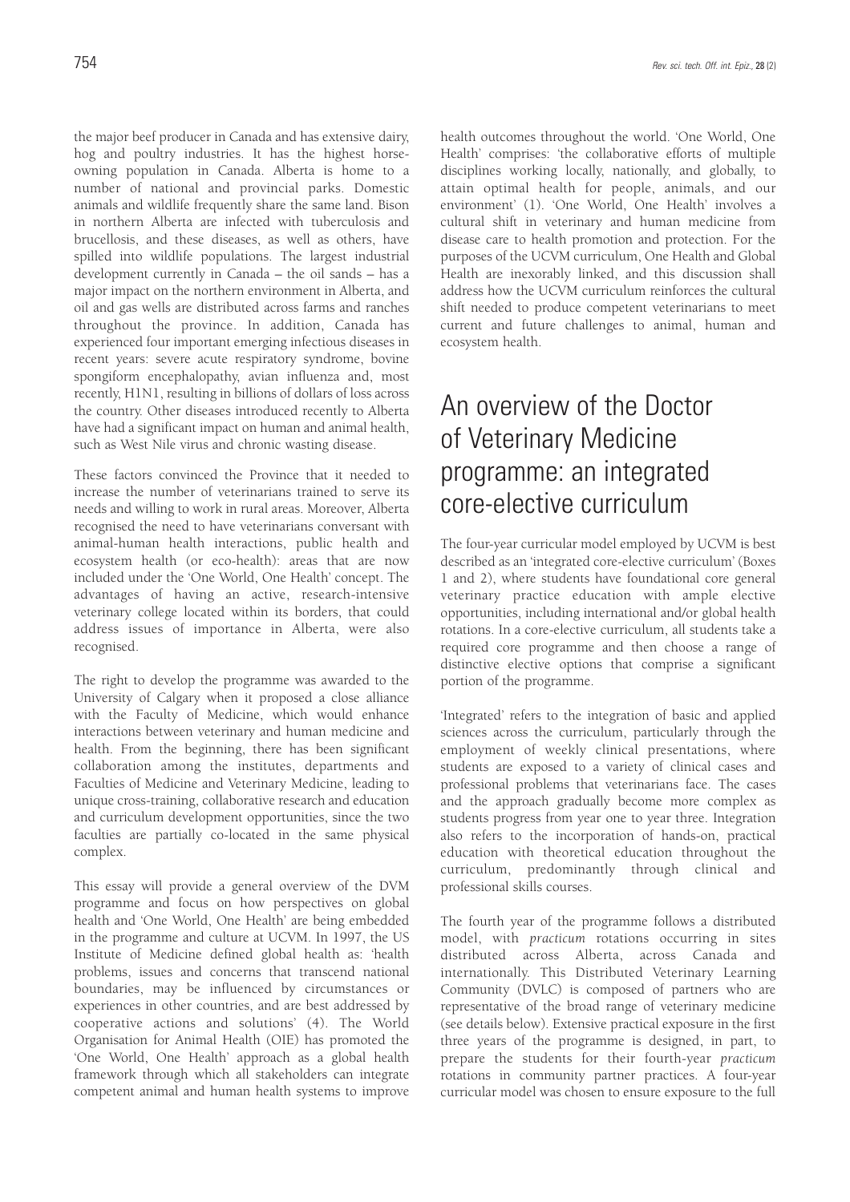the major beef producer in Canada and has extensive dairy, hog and poultry industries. It has the highest horse-owning population in Canada. Alberta is home to a number of national and provincial parks. Domestic animals and wildlife frequently share the same land. Bison in northern Alberta are infected with tuberculosis and brucellosis, and these diseases, as well as others, have spilled into wildlife populations. The largest industrial development currently in Canada – the oil sands – has a major impact on the northern environment in Alberta, and oil and gas wells are distributed across farms and ranches throughout the province. In addition, Canada has experienced four important emerging infectious diseases in recent years: severe acute respiratory syndrome, bovine spongiform encephalopathy, avian influenza and, most recently, H1N1, resulting in billions of dollars of loss across the country. Other diseases introduced recently to Alberta have had a significant impact on human and animal health, such as West Nile virus and chronic wasting disease.

These factors convinced the Province that it needed to increase the number of veterinarians trained to serve its needs and willing to work in rural areas. Moreover, Alberta recognised the need to have veterinarians conversant with animal-human health interactions, public health and ecosystem health (or eco-health): areas that are now included under the 'One World, One Health' concept. The advantages of having an active, research-intensive veterinary college located within its borders, that could address issues of importance in Alberta, were also recognised.

The right to develop the programme was awarded to the University of Calgary when it proposed a close alliance with the Faculty of Medicine, which would enhance interactions between veterinary and human medicine and health. From the beginning, there has been significant collaboration among the institutes, departments and Faculties of Medicine and Veterinary Medicine, leading to unique cross-training, collaborative research and education and curriculum development opportunities, since the two faculties are partially co-located in the same physical complex.

This essay will provide a general overview of the DVM programme and focus on how perspectives on global health and 'One World, One Health' are being embedded in the programme and culture at UCVM. In 1997, the US Institute of Medicine defined global health as: 'health problems, issues and concerns that transcend national boundaries, may be influenced by circumstances or experiences in other countries, and are best addressed by cooperative actions and solutions' (4). The World Organisation for Animal Health (OIE) has promoted the 'One World, One Health' approach as a global health framework through which all stakeholders can integrate competent animal and human health systems to improve health outcomes throughout the world. 'One World, One Health' comprises: 'the collaborative efforts of multiple disciplines working locally, nationally, and globally, to attain optimal health for people, animals, and our environment' (1). 'One World, One Health' involves a cultural shift in veterinary and human medicine from disease care to health promotion and protection. For the purposes of the UCVM curriculum, One Health and Global Health are inexorably linked, and this discussion shall address how the UCVM curriculum reinforces the cultural shift needed to produce competent veterinarians to meet current and future challenges to animal, human and ecosystem health.

# An overview of the Doctor of Veterinary Medicine programme: an integrated core-elective curriculum

The four-year curricular model employed by UCVM is best described as an 'integrated core-elective curriculum' (Boxes 1 and 2), where students have foundational core general veterinary practice education with ample elective opportunities, including international and/or global health rotations. In a core-elective curriculum, all students take a required core programme and then choose a range of distinctive elective options that comprise a significant portion of the programme.

'Integrated' refers to the integration of basic and applied sciences across the curriculum, particularly through the employment of weekly clinical presentations, where students are exposed to a variety of clinical cases and professional problems that veterinarians face. The cases and the approach gradually become more complex as students progress from year one to year three. Integration also refers to the incorporation of hands-on, practical education with theoretical education throughout the curriculum, predominantly through clinical and professional skills courses.

The fourth year of the programme follows a distributed model, with *practicum* rotations occurring in sites distributed across Alberta, across Canada and internationally. This Distributed Veterinary Learning Community (DVLC) is composed of partners who are representative of the broad range of veterinary medicine (see details below). Extensive practical exposure in the first three years of the programme is designed, in part, to prepare the students for their fourth-year *practicum* rotations in community partner practices. A four-year curricular model was chosen to ensure exposure to the full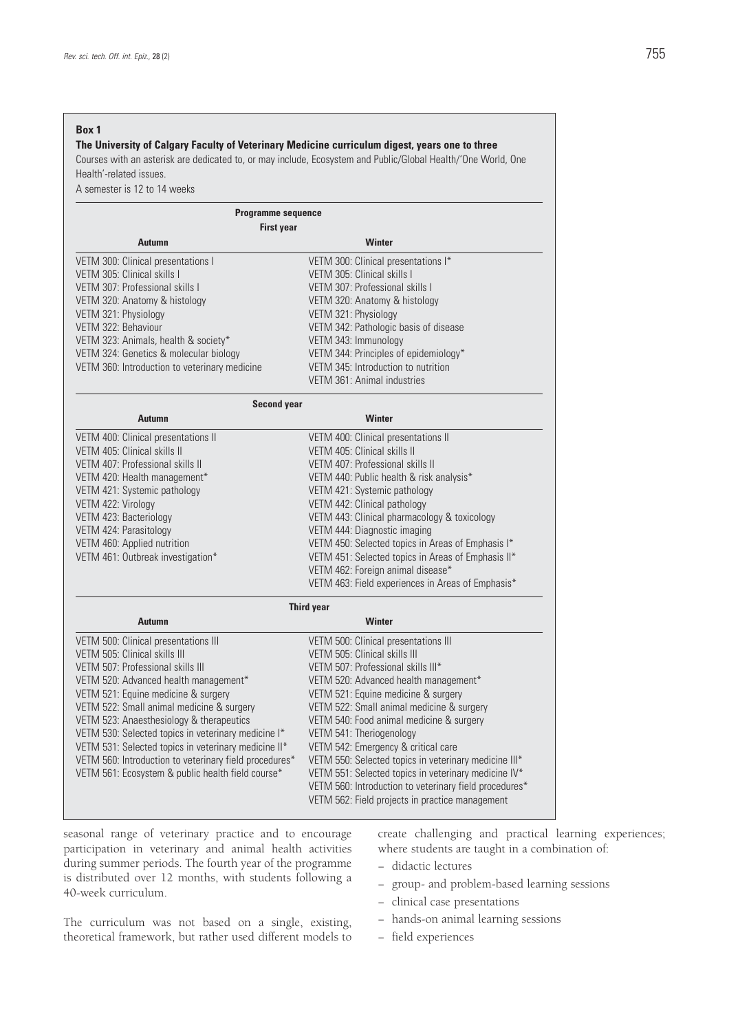**Box 1**

**The University of Calgary Faculty of Veterinary Medicine curriculum digest, years one to three**

Courses with an asterisk are dedicated to, or may include, Ecosystem and Public/Global Health/'One World, One Health'-related issues.

A semester is 12 to 14 weeks

| **Programme sequence** | |
|---|---|
| **First year** | |
| **Autumn** | **Winter** |
| VETM 300: Clinical presentations I | VETM 300: Clinical presentations I* |
| VETM 305: Clinical skills I | VETM 305: Clinical skills I |
| VETM 307: Professional skills I | VETM 307: Professional skills I |
| VETM 320: Anatomy & histology | VETM 320: Anatomy & histology |
| VETM 321: Physiology | VETM 321: Physiology |
| VETM 322: Behaviour | VETM 342: Pathologic basis of disease |
| VETM 323: Animals, health & society* | VETM 343: Immunology |
| VETM 324: Genetics & molecular biology | VETM 344: Principles of epidemiology* |
| VETM 360: Introduction to veterinary medicine | VETM 345: Introduction to nutrition |
| | VETM 361: Animal industries |
| **Second year** | |
| **Autumn** | **Winter** |
| VETM 400: Clinical presentations II | VETM 400: Clinical presentations II |
| VETM 405: Clinical skills II | VETM 405: Clinical skills II |
| VETM 407: Professional skills II | VETM 407: Professional skills II |
| VETM 420: Health management* | VETM 440: Public health & risk analysis* |
| VETM 421: Systemic pathology | VETM 421: Systemic pathology |
| VETM 422: Virology | VETM 442: Clinical pathology |
| VETM 423: Bacteriology | VETM 443: Clinical pharmacology & toxicology |
| VETM 424: Parasitology | VETM 444: Diagnostic imaging |
| VETM 460: Applied nutrition | VETM 450: Selected topics in Areas of Emphasis I* |
| VETM 461: Outbreak investigation* | VETM 451: Selected topics in Areas of Emphasis II* |
| | VETM 462: Foreign animal disease* |
| | VETM 463: Field experiences in Areas of Emphasis* |
| **Third year** | |
| **Autumn** | **Winter** |
| VETM 500: Clinical presentations III | VETM 500: Clinical presentations III |
| VETM 505: Clinical skills III | VETM 505: Clinical skills III |
| VETM 507: Professional skills III | VETM 507: Professional skills III* |
| VETM 520: Advanced health management* | VETM 520: Advanced health management* |
| VETM 521: Equine medicine & surgery | VETM 521: Equine medicine & surgery |
| VETM 522: Small animal medicine & surgery | VETM 522: Small animal medicine & surgery |
| VETM 523: Anaesthesiology & therapeutics | VETM 540: Food animal medicine & surgery |
| VETM 530: Selected topics in veterinary medicine I* | VETM 541: Theriogenology |
| VETM 531: Selected topics in veterinary medicine II* | VETM 542: Emergency & critical care |
| VETM 560: Introduction to veterinary field procedures* | VETM 550: Selected topics in veterinary medicine III* |
| VETM 561: Ecosystem & public health field course* | VETM 551: Selected topics in veterinary medicine IV* |
| | VETM 560: Introduction to veterinary field procedures* |
| | VETM 562: Field projects in practice management |

seasonal range of veterinary practice and to encourage participation in veterinary and animal health activities during summer periods. The fourth year of the programme is distributed over 12 months, with students following a 40-week curriculum.

The curriculum was not based on a single, existing, theoretical framework, but rather used different models to create challenging and practical learning experiences; where students are taught in a combination of:

– didactic lectures
– group- and problem-based learning sessions
– clinical case presentations
– hands-on animal learning sessions
– field experiences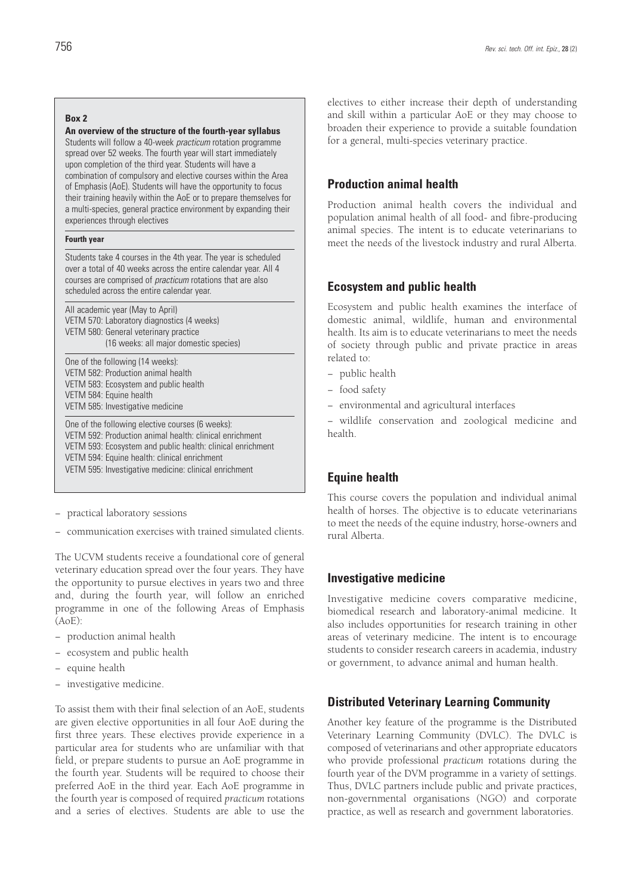**Box 2**

**An overview of the structure of the fourth-year syllabus**

Students will follow a 40-week *practicum* rotation programme spread over 52 weeks. The fourth year will start immediately upon completion of the third year. Students will have a combination of compulsory and elective courses within the Area of Emphasis (AoE). Students will have the opportunity to focus their training heavily within the AoE or to prepare themselves for a multi-species, general practice environment by expanding their experiences through electives

**Fourth year**

Students take 4 courses in the 4th year. The year is scheduled over a total of 40 weeks across the entire calendar year. All 4 courses are comprised of *practicum* rotations that are also scheduled across the entire calendar year.

All academic year (May to April)
VETM 570: Laboratory diagnostics (4 weeks)
VETM 580: General veterinary practice
(16 weeks: all major domestic species)

One of the following (14 weeks):
VETM 582: Production animal health
VETM 583: Ecosystem and public health
VETM 584: Equine health
VETM 585: Investigative medicine

One of the following elective courses (6 weeks):
VETM 592: Production animal health: clinical enrichment
VETM 593: Ecosystem and public health: clinical enrichment
VETM 594: Equine health: clinical enrichment
VETM 595: Investigative medicine: clinical enrichment

– practical laboratory sessions
– communication exercises with trained simulated clients.

The UCVM students receive a foundational core of general veterinary education spread over the four years. They have the opportunity to pursue electives in years two and three and, during the fourth year, will follow an enriched programme in one of the following Areas of Emphasis (AoE):

– production animal health
– ecosystem and public health
– equine health
– investigative medicine.

To assist them with their final selection of an AoE, students are given elective opportunities in all four AoE during the first three years. These electives provide experience in a particular area for students who are unfamiliar with that field, or prepare students to pursue an AoE programme in the fourth year. Students will be required to choose their preferred AoE in the third year. Each AoE programme in the fourth year is composed of required *practicum* rotations and a series of electives. Students are able to use the electives to either increase their depth of understanding and skill within a particular AoE or they may choose to broaden their experience to provide a suitable foundation for a general, multi-species veterinary practice.

## Production animal health

Production animal health covers the individual and population animal health of all food- and fibre-producing animal species. The intent is to educate veterinarians to meet the needs of the livestock industry and rural Alberta.

## Ecosystem and public health

Ecosystem and public health examines the interface of domestic animal, wildlife, human and environmental health. Its aim is to educate veterinarians to meet the needs of society through public and private practice in areas related to:

– public health
– food safety
– environmental and agricultural interfaces
– wildlife conservation and zoological medicine and health.

## Equine health

This course covers the population and individual animal health of horses. The objective is to educate veterinarians to meet the needs of the equine industry, horse-owners and rural Alberta.

## Investigative medicine

Investigative medicine covers comparative medicine, biomedical research and laboratory-animal medicine. It also includes opportunities for research training in other areas of veterinary medicine. The intent is to encourage students to consider research careers in academia, industry or government, to advance animal and human health.

## Distributed Veterinary Learning Community

Another key feature of the programme is the Distributed Veterinary Learning Community (DVLC). The DVLC is composed of veterinarians and other appropriate educators who provide professional *practicum* rotations during the fourth year of the DVM programme in a variety of settings. Thus, DVLC partners include public and private practices, non-governmental organisations (NGO) and corporate practice, as well as research and government laboratories.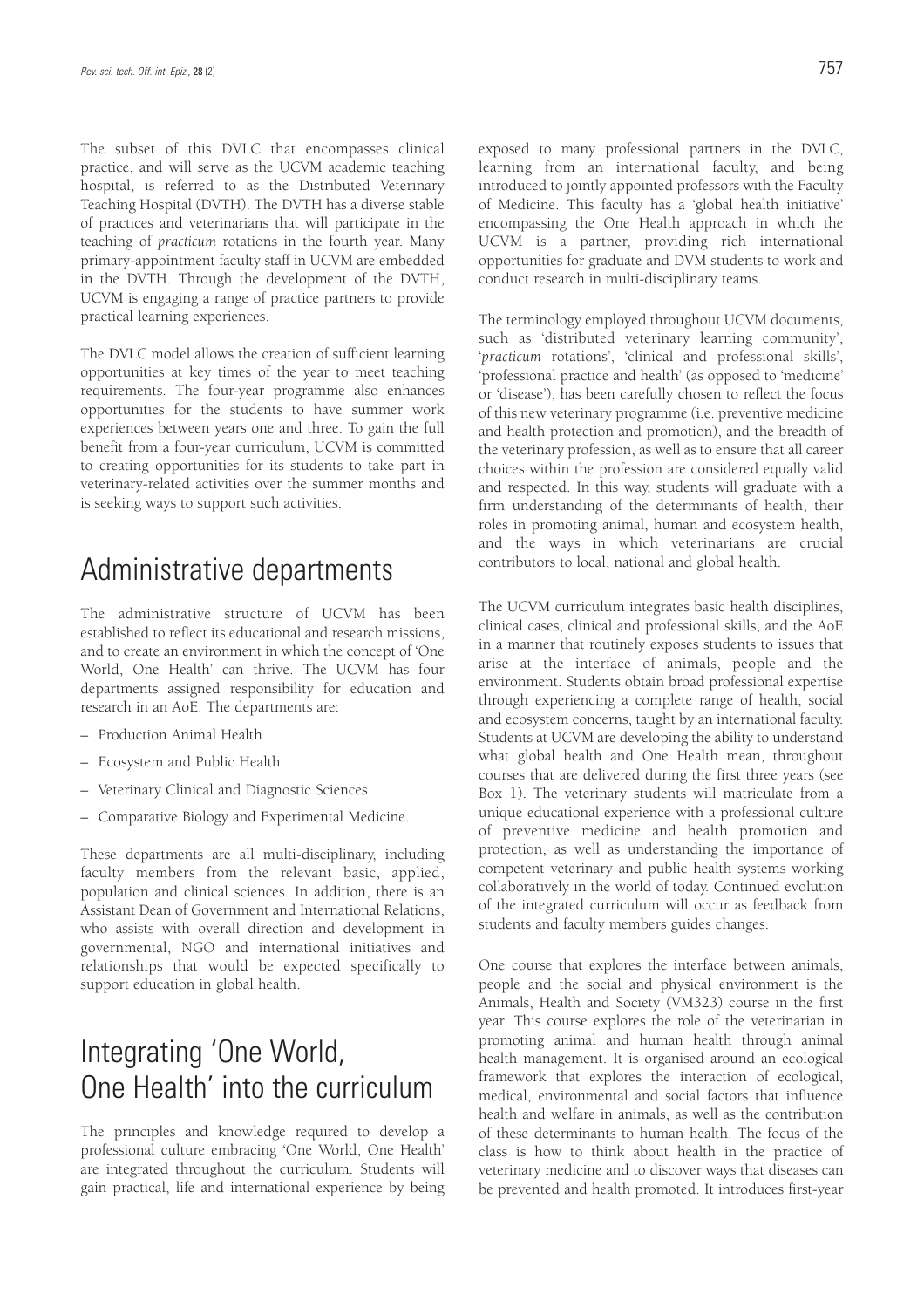The subset of this DVLC that encompasses clinical practice, and will serve as the UCVM academic teaching hospital, is referred to as the Distributed Veterinary Teaching Hospital (DVTH). The DVTH has a diverse stable of practices and veterinarians that will participate in the teaching of *practicum* rotations in the fourth year. Many primary-appointment faculty staff in UCVM are embedded in the DVTH. Through the development of the DVTH, UCVM is engaging a range of practice partners to provide practical learning experiences.

The DVLC model allows the creation of sufficient learning opportunities at key times of the year to meet teaching requirements. The four-year programme also enhances opportunities for the students to have summer work experiences between years one and three. To gain the full benefit from a four-year curriculum, UCVM is committed to creating opportunities for its students to take part in veterinary-related activities over the summer months and is seeking ways to support such activities.

# Administrative departments

The administrative structure of UCVM has been established to reflect its educational and research missions, and to create an environment in which the concept of 'One World, One Health' can thrive. The UCVM has four departments assigned responsibility for education and research in an AoE. The departments are:

– Production Animal Health

– Ecosystem and Public Health

– Veterinary Clinical and Diagnostic Sciences

– Comparative Biology and Experimental Medicine.

These departments are all multi-disciplinary, including faculty members from the relevant basic, applied, population and clinical sciences. In addition, there is an Assistant Dean of Government and International Relations, who assists with overall direction and development in governmental, NGO and international initiatives and relationships that would be expected specifically to support education in global health.

# Integrating 'One World, One Health' into the curriculum

The principles and knowledge required to develop a professional culture embracing 'One World, One Health' are integrated throughout the curriculum. Students will gain practical, life and international experience by being exposed to many professional partners in the DVLC, learning from an international faculty, and being introduced to jointly appointed professors with the Faculty of Medicine. This faculty has a 'global health initiative' encompassing the One Health approach in which the UCVM is a partner, providing rich international opportunities for graduate and DVM students to work and conduct research in multi-disciplinary teams.

The terminology employed throughout UCVM documents, such as 'distributed veterinary learning community', '*practicum* rotations', 'clinical and professional skills', 'professional practice and health' (as opposed to 'medicine' or 'disease'), has been carefully chosen to reflect the focus of this new veterinary programme (i.e. preventive medicine and health protection and promotion), and the breadth of the veterinary profession, as well as to ensure that all career choices within the profession are considered equally valid and respected. In this way, students will graduate with a firm understanding of the determinants of health, their roles in promoting animal, human and ecosystem health, and the ways in which veterinarians are crucial contributors to local, national and global health.

The UCVM curriculum integrates basic health disciplines, clinical cases, clinical and professional skills, and the AoE in a manner that routinely exposes students to issues that arise at the interface of animals, people and the environment. Students obtain broad professional expertise through experiencing a complete range of health, social and ecosystem concerns, taught by an international faculty. Students at UCVM are developing the ability to understand what global health and One Health mean, throughout courses that are delivered during the first three years (see Box 1). The veterinary students will matriculate from a unique educational experience with a professional culture of preventive medicine and health promotion and protection, as well as understanding the importance of competent veterinary and public health systems working collaboratively in the world of today. Continued evolution of the integrated curriculum will occur as feedback from students and faculty members guides changes.

One course that explores the interface between animals, people and the social and physical environment is the Animals, Health and Society (VM323) course in the first year. This course explores the role of the veterinarian in promoting animal and human health through animal health management. It is organised around an ecological framework that explores the interaction of ecological, medical, environmental and social factors that influence health and welfare in animals, as well as the contribution of these determinants to human health. The focus of the class is how to think about health in the practice of veterinary medicine and to discover ways that diseases can be prevented and health promoted. It introduces first-year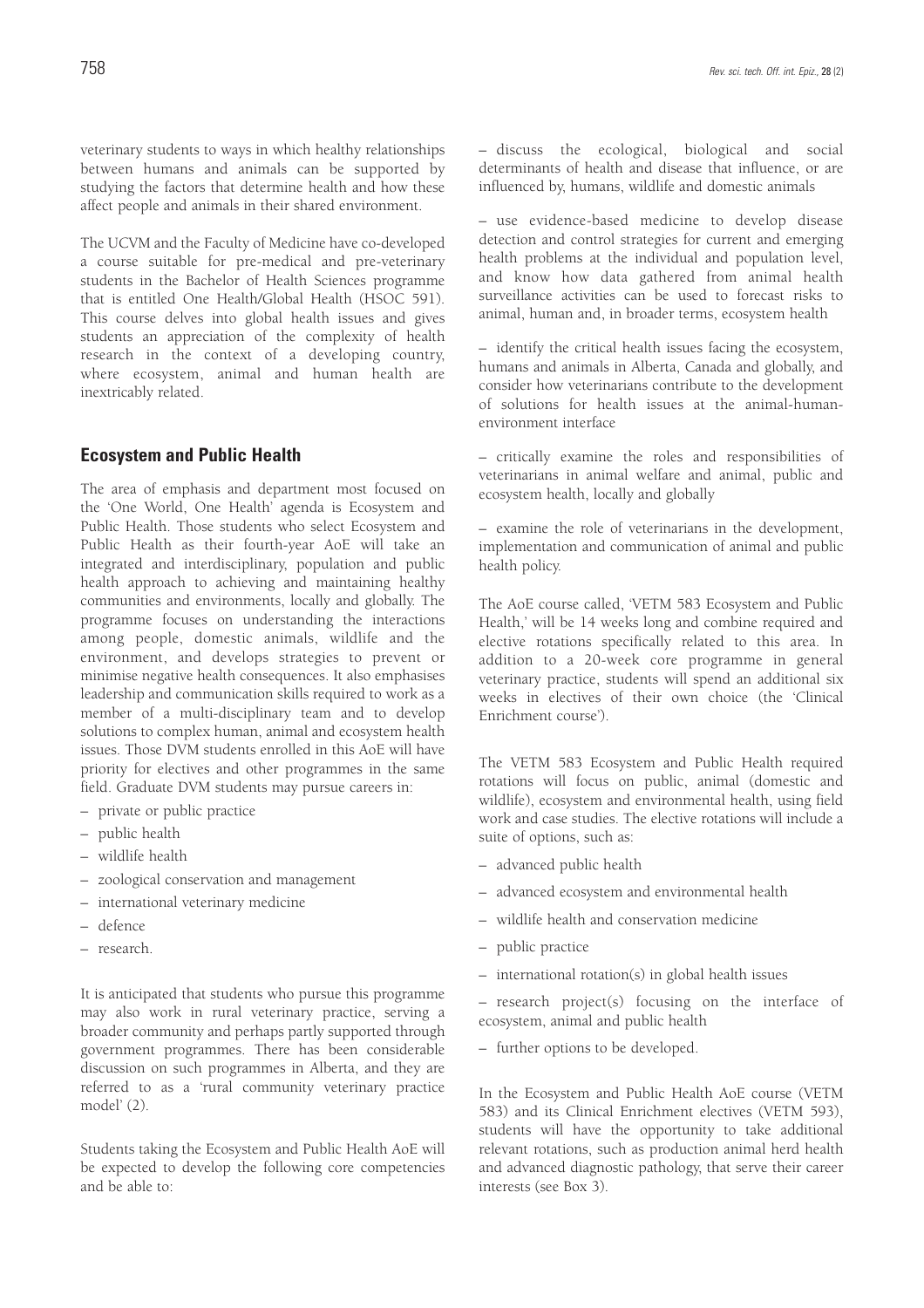veterinary students to ways in which healthy relationships between humans and animals can be supported by studying the factors that determine health and how these affect people and animals in their shared environment.

The UCVM and the Faculty of Medicine have co-developed a course suitable for pre-medical and pre-veterinary students in the Bachelor of Health Sciences programme that is entitled One Health/Global Health (HSOC 591). This course delves into global health issues and gives students an appreciation of the complexity of health research in the context of a developing country, where ecosystem, animal and human health are inextricably related.

## Ecosystem and Public Health

The area of emphasis and department most focused on the 'One World, One Health' agenda is Ecosystem and Public Health. Those students who select Ecosystem and Public Health as their fourth-year AoE will take an integrated and interdisciplinary, population and public health approach to achieving and maintaining healthy communities and environments, locally and globally. The programme focuses on understanding the interactions among people, domestic animals, wildlife and the environment, and develops strategies to prevent or minimise negative health consequences. It also emphasises leadership and communication skills required to work as a member of a multi-disciplinary team and to develop solutions to complex human, animal and ecosystem health issues. Those DVM students enrolled in this AoE will have priority for electives and other programmes in the same field. Graduate DVM students may pursue careers in:

- private or public practice
- public health
- wildlife health
- zoological conservation and management
- international veterinary medicine
- defence
- research.

It is anticipated that students who pursue this programme may also work in rural veterinary practice, serving a broader community and perhaps partly supported through government programmes. There has been considerable discussion on such programmes in Alberta, and they are referred to as a 'rural community veterinary practice model' (2).

Students taking the Ecosystem and Public Health AoE will be expected to develop the following core competencies and be able to:

- discuss the ecological, biological and social determinants of health and disease that influence, or are influenced by, humans, wildlife and domestic animals
- use evidence-based medicine to develop disease detection and control strategies for current and emerging health problems at the individual and population level, and know how data gathered from animal health surveillance activities can be used to forecast risks to animal, human and, in broader terms, ecosystem health
- identify the critical health issues facing the ecosystem, humans and animals in Alberta, Canada and globally, and consider how veterinarians contribute to the development of solutions for health issues at the animal-human-environment interface
- critically examine the roles and responsibilities of veterinarians in animal welfare and animal, public and ecosystem health, locally and globally
- examine the role of veterinarians in the development, implementation and communication of animal and public health policy.

The AoE course called, 'VETM 583 Ecosystem and Public Health,' will be 14 weeks long and combine required and elective rotations specifically related to this area. In addition to a 20-week core programme in general veterinary practice, students will spend an additional six weeks in electives of their own choice (the 'Clinical Enrichment course').

The VETM 583 Ecosystem and Public Health required rotations will focus on public, animal (domestic and wildlife), ecosystem and environmental health, using field work and case studies. The elective rotations will include a suite of options, such as:

- advanced public health
- advanced ecosystem and environmental health
- wildlife health and conservation medicine
- public practice
- international rotation(s) in global health issues
- research project(s) focusing on the interface of ecosystem, animal and public health
- further options to be developed.

In the Ecosystem and Public Health AoE course (VETM 583) and its Clinical Enrichment electives (VETM 593), students will have the opportunity to take additional relevant rotations, such as production animal herd health and advanced diagnostic pathology, that serve their career interests (see Box 3).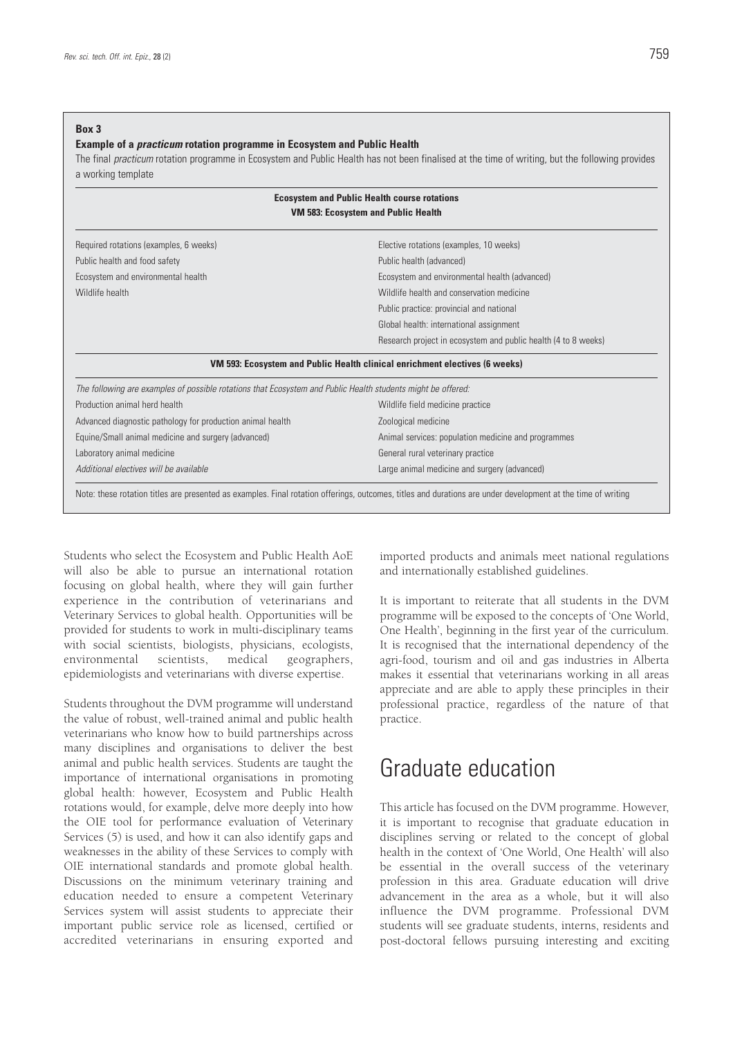**Box 3**

**Example of a *practicum* rotation programme in Ecosystem and Public Health**

The final *practicum* rotation programme in Ecosystem and Public Health has not been finalised at the time of writing, but the following provides a working template

**Ecosystem and Public Health course rotations**
**VM 583: Ecosystem and Public Health**

| Required rotations (examples, 6 weeks) | Elective rotations (examples, 10 weeks) |
|---|---|
| Public health and food safety | Public health (advanced) |
| Ecosystem and environmental health | Ecosystem and environmental health (advanced) |
| Wildlife health | Wildlife health and conservation medicine |
| | Public practice: provincial and national |
| | Global health: international assignment |
| | Research project in ecosystem and public health (4 to 8 weeks) |

**VM 593: Ecosystem and Public Health clinical enrichment electives (6 weeks)**

*The following are examples of possible rotations that Ecosystem and Public Health students might be offered:*

| | |
|---|---|
| Production animal herd health | Wildlife field medicine practice |
| Advanced diagnostic pathology for production animal health | Zoological medicine |
| Equine/Small animal medicine and surgery (advanced) | Animal services: population medicine and programmes |
| Laboratory animal medicine | General rural veterinary practice |
| *Additional electives will be available* | Large animal medicine and surgery (advanced) |

Note: these rotation titles are presented as examples. Final rotation offerings, outcomes, titles and durations are under development at the time of writing

Students who select the Ecosystem and Public Health AoE will also be able to pursue an international rotation focusing on global health, where they will gain further experience in the contribution of veterinarians and Veterinary Services to global health. Opportunities will be provided for students to work in multi-disciplinary teams with social scientists, biologists, physicians, ecologists, environmental scientists, medical geographers, epidemiologists and veterinarians with diverse expertise.

Students throughout the DVM programme will understand the value of robust, well-trained animal and public health veterinarians who know how to build partnerships across many disciplines and organisations to deliver the best animal and public health services. Students are taught the importance of international organisations in promoting global health: however, Ecosystem and Public Health rotations would, for example, delve more deeply into how the OIE tool for performance evaluation of Veterinary Services (5) is used, and how it can also identify gaps and weaknesses in the ability of these Services to comply with OIE international standards and promote global health. Discussions on the minimum veterinary training and education needed to ensure a competent Veterinary Services system will assist students to appreciate their important public service role as licensed, certified or accredited veterinarians in ensuring exported and imported products and animals meet national regulations and internationally established guidelines.

It is important to reiterate that all students in the DVM programme will be exposed to the concepts of 'One World, One Health', beginning in the first year of the curriculum. It is recognised that the international dependency of the agri-food, tourism and oil and gas industries in Alberta makes it essential that veterinarians working in all areas appreciate and are able to apply these principles in their professional practice, regardless of the nature of that practice.

## Graduate education

This article has focused on the DVM programme. However, it is important to recognise that graduate education in disciplines serving or related to the concept of global health in the context of 'One World, One Health' will also be essential in the overall success of the veterinary profession in this area. Graduate education will drive advancement in the area as a whole, but it will also influence the DVM programme. Professional DVM students will see graduate students, interns, residents and post-doctoral fellows pursuing interesting and exciting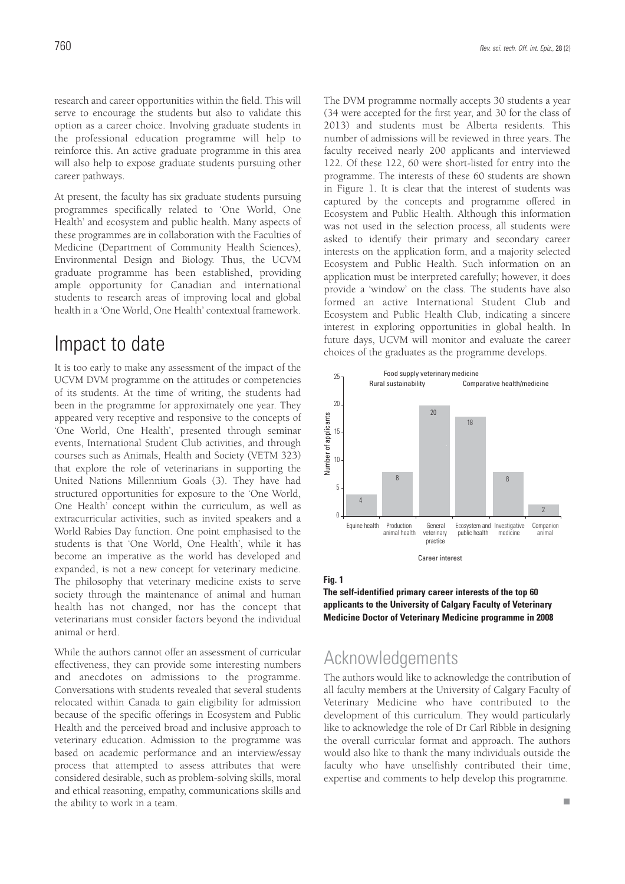research and career opportunities within the field. This will serve to encourage the students but also to validate this option as a career choice. Involving graduate students in the professional education programme will help to reinforce this. An active graduate programme in this area will also help to expose graduate students pursuing other career pathways.

At present, the faculty has six graduate students pursuing programmes specifically related to 'One World, One Health' and ecosystem and public health. Many aspects of these programmes are in collaboration with the Faculties of Medicine (Department of Community Health Sciences), Environmental Design and Biology. Thus, the UCVM graduate programme has been established, providing ample opportunity for Canadian and international students to research areas of improving local and global health in a 'One World, One Health' contextual framework.

# Impact to date

It is too early to make any assessment of the impact of the UCVM DVM programme on the attitudes or competencies of its students. At the time of writing, the students had been in the programme for approximately one year. They appeared very receptive and responsive to the concepts of 'One World, One Health', presented through seminar events, International Student Club activities, and through courses such as Animals, Health and Society (VETM 323) that explore the role of veterinarians in supporting the United Nations Millennium Goals (3). They have had structured opportunities for exposure to the 'One World, One Health' concept within the curriculum, as well as extracurricular activities, such as invited speakers and a World Rabies Day function. One point emphasised to the students is that 'One World, One Health', while it has become an imperative as the world has developed and expanded, is not a new concept for veterinary medicine. The philosophy that veterinary medicine exists to serve society through the maintenance of animal and human health has not changed, nor has the concept that veterinarians must consider factors beyond the individual animal or herd.

While the authors cannot offer an assessment of curricular effectiveness, they can provide some interesting numbers and anecdotes on admissions to the programme. Conversations with students revealed that several students relocated within Canada to gain eligibility for admission because of the specific offerings in Ecosystem and Public Health and the perceived broad and inclusive approach to veterinary education. Admission to the programme was based on academic performance and an interview/essay process that attempted to assess attributes that were considered desirable, such as problem-solving skills, moral and ethical reasoning, empathy, communications skills and the ability to work in a team.

The DVM programme normally accepts 30 students a year (34 were accepted for the first year, and 30 for the class of 2013) and students must be Alberta residents. This number of admissions will be reviewed in three years. The faculty received nearly 200 applicants and interviewed 122. Of these 122, 60 were short-listed for entry into the programme. The interests of these 60 students are shown in Figure 1. It is clear that the interest of students was captured by the concepts and programme offered in Ecosystem and Public Health. Although this information was not used in the selection process, all students were asked to identify their primary and secondary career interests on the application form, and a majority selected Ecosystem and Public Health. Such information on an application must be interpreted carefully; however, it does provide a 'window' on the class. The students have also formed an active International Student Club and Ecosystem and Public Health Club, indicating a sincere interest in exploring opportunities in global health. In future days, UCVM will monitor and evaluate the career choices of the graduates as the programme develops.

| Career interest | Number of applicants |
|---|---|
| Equine health | 4 |
| Production animal health | 8 |
| General veterinary practice | 20 |
| Ecosystem and public health | 18 |
| Investigative medicine | 8 |
| Companion animal | 2 |

Chart groupings: Rural sustainability; Food supply veterinary medicine; Comparative health/medicine

**Fig. 1**
**The self-identified primary career interests of the top 60 applicants to the University of Calgary Faculty of Veterinary Medicine Doctor of Veterinary Medicine programme in 2008**

# Acknowledgements

The authors would like to acknowledge the contribution of all faculty members at the University of Calgary Faculty of Veterinary Medicine who have contributed to the development of this curriculum. They would particularly like to acknowledge the role of Dr Carl Ribble in designing the overall curricular format and approach. The authors would also like to thank the many individuals outside the faculty who have unselfishly contributed their time, expertise and comments to help develop this programme.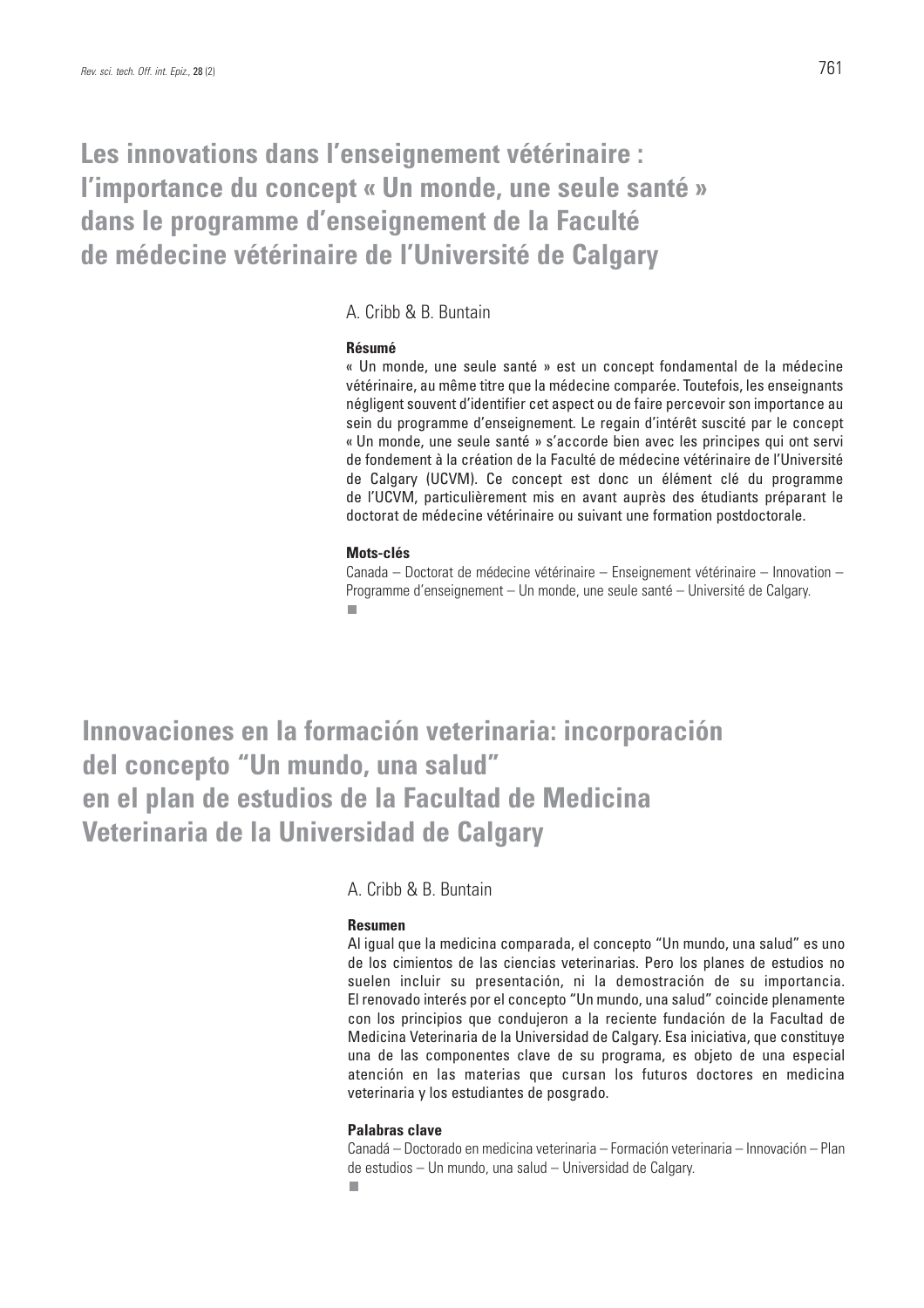# Les innovations dans l'enseignement vétérinaire : l'importance du concept « Un monde, une seule santé » dans le programme d'enseignement de la Faculté de médecine vétérinaire de l'Université de Calgary

A. Cribb & B. Buntain

**Résumé**

« Un monde, une seule santé » est un concept fondamental de la médecine vétérinaire, au même titre que la médecine comparée. Toutefois, les enseignants négligent souvent d'identifier cet aspect ou de faire percevoir son importance au sein du programme d'enseignement. Le regain d'intérêt suscité par le concept « Un monde, une seule santé » s'accorde bien avec les principes qui ont servi de fondement à la création de la Faculté de médecine vétérinaire de l'Université de Calgary (UCVM). Ce concept est donc un élément clé du programme de l'UCVM, particulièrement mis en avant auprès des étudiants préparant le doctorat de médecine vétérinaire ou suivant une formation postdoctorale.

**Mots-clés**

Canada – Doctorat de médecine vétérinaire – Enseignement vétérinaire – Innovation – Programme d'enseignement – Un monde, une seule santé – Université de Calgary.

# Innovaciones en la formación veterinaria: incorporación del concepto "Un mundo, una salud" en el plan de estudios de la Facultad de Medicina Veterinaria de la Universidad de Calgary

A. Cribb & B. Buntain

**Resumen**

Al igual que la medicina comparada, el concepto "Un mundo, una salud" es uno de los cimientos de las ciencias veterinarias. Pero los planes de estudios no suelen incluir su presentación, ni la demostración de su importancia. El renovado interés por el concepto "Un mundo, una salud" coincide plenamente con los principios que condujeron a la reciente fundación de la Facultad de Medicina Veterinaria de la Universidad de Calgary. Esa iniciativa, que constituye una de las componentes clave de su programa, es objeto de una especial atención en las materias que cursan los futuros doctores en medicina veterinaria y los estudiantes de posgrado.

**Palabras clave**

Canadá – Doctorado en medicina veterinaria – Formación veterinaria – Innovación – Plan de estudios – Un mundo, una salud – Universidad de Calgary.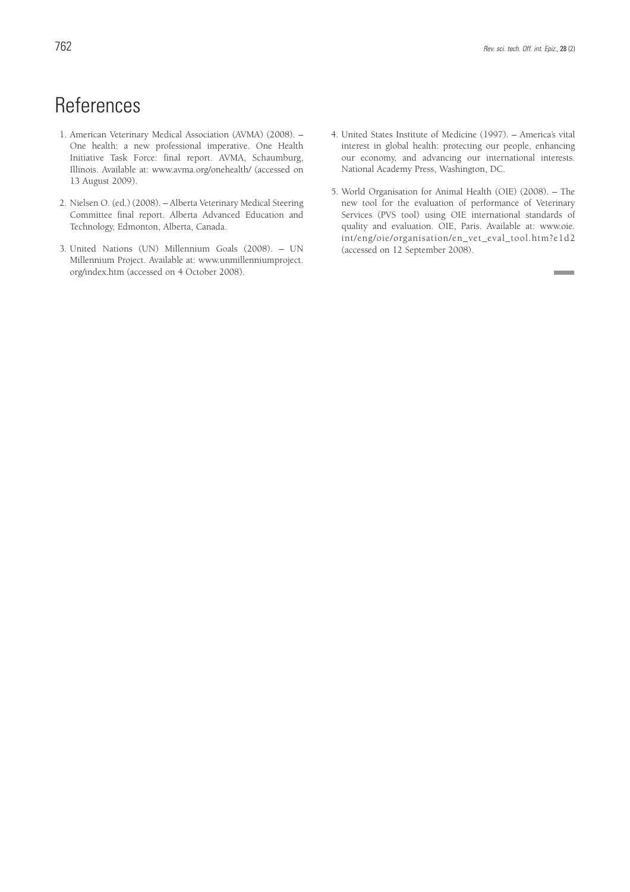# References

1. American Veterinary Medical Association (AVMA) (2008). – One health: a new professional imperative. One Health Initiative Task Force: final report. AVMA, Schaumburg, Illinois. Available at: www.avma.org/onehealth/ (accessed on 13 August 2009).

2. Nielsen O. (ed.) (2008). – Alberta Veterinary Medical Steering Committee final report. Alberta Advanced Education and Technology, Edmonton, Alberta, Canada.

3. United Nations (UN) Millennium Goals (2008). – UN Millennium Project. Available at: www.unmillenniumproject.org/index.htm (accessed on 4 October 2008).

4. United States Institute of Medicine (1997). – America's vital interest in global health: protecting our people, enhancing our economy, and advancing our international interests. National Academy Press, Washington, DC.

5. World Organisation for Animal Health (OIE) (2008). – The new tool for the evaluation of performance of Veterinary Services (PVS tool) using OIE international standards of quality and evaluation. OIE, Paris. Available at: www.oie.int/eng/oie/organisation/en_vet_eval_tool.htm?e1d2 (accessed on 12 September 2008).